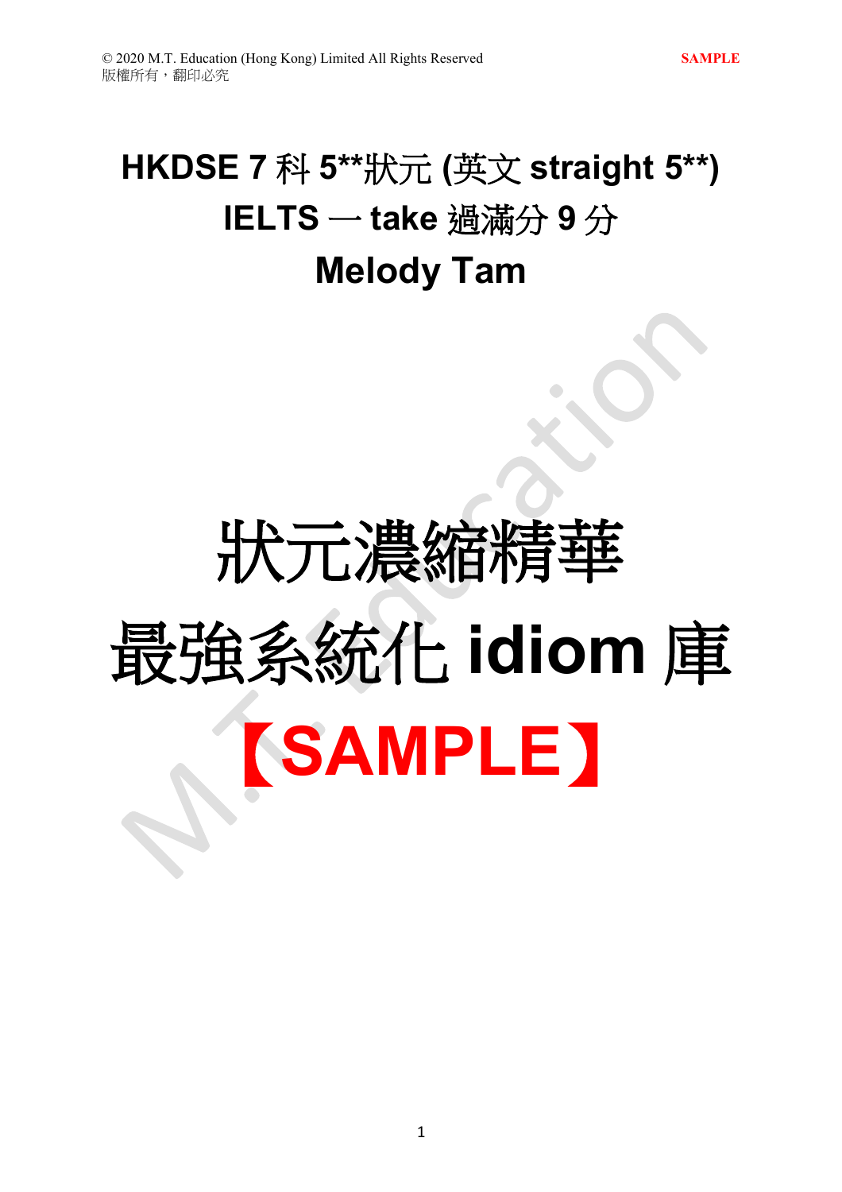# HKDSE 7 科 5**狀元 (英文 straight 5**)

# IELTS 一 take 過滿分 9 分

# Melody Tam

# 狀元濃縮精華

# 最強系統化 idiom 庫

# 【SAMPLE】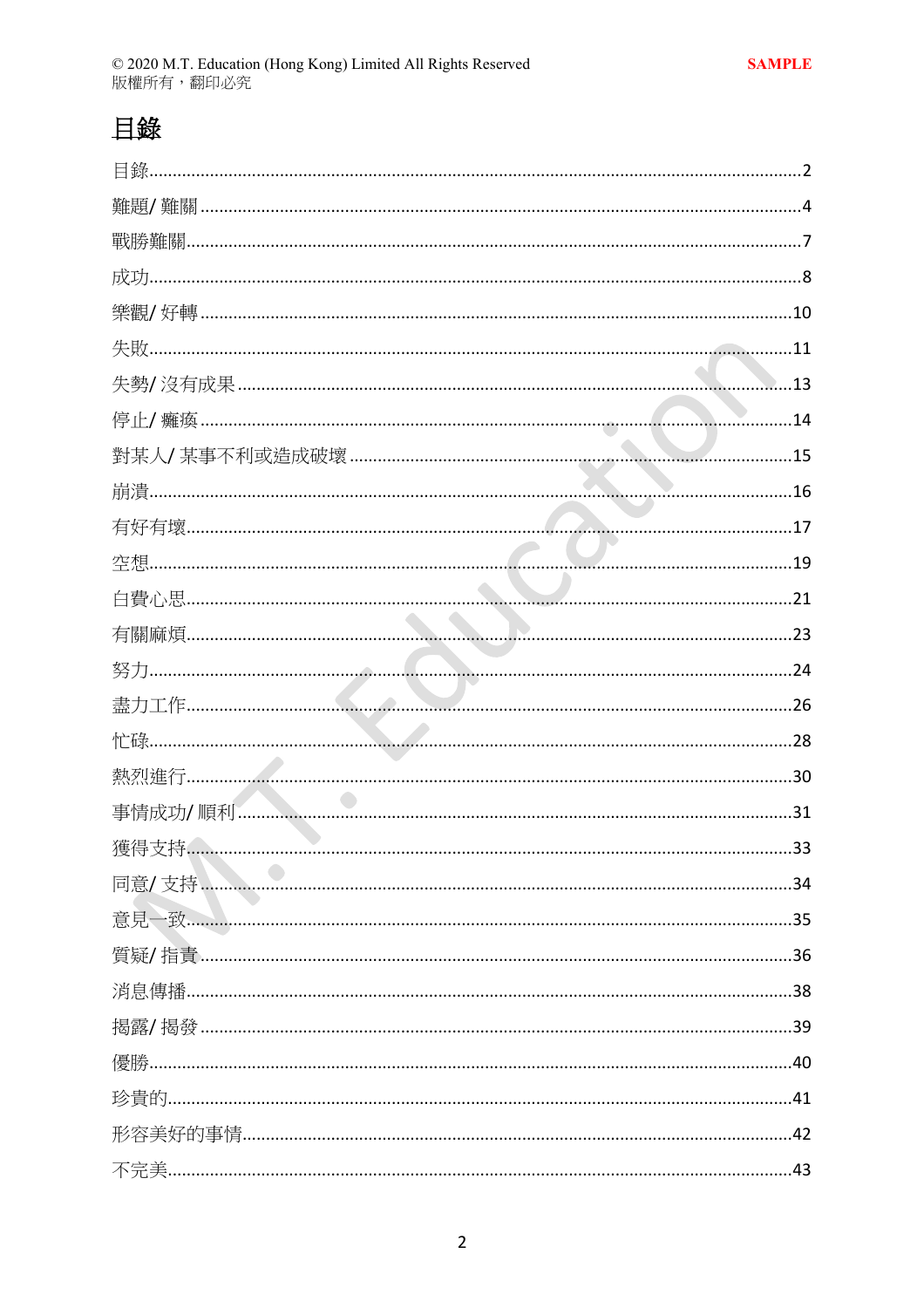# 目錄

目錄........................................................................................................................2
難題/ 難關................................................................................................................4
戰勝難關..................................................................................................................7
成功........................................................................................................................8
樂觀/ 好轉..............................................................................................................10
失敗......................................................................................................................11
失勢/ 沒有成果.......................................................................................................13
停止/ 癱瘓..............................................................................................................14
對某人/ 某事不利或造成破壞...................................................................................15
崩潰......................................................................................................................16
有好有壞................................................................................................................17
空想......................................................................................................................19
白費心思................................................................................................................21
有關麻煩................................................................................................................23
努力......................................................................................................................24
盡力工作................................................................................................................26
忙碌......................................................................................................................28
熱烈進行................................................................................................................30
事情成功/ 順利.......................................................................................................31
獲得支持................................................................................................................33
同意/ 支持..............................................................................................................34
意見一致................................................................................................................35
質疑/ 指責..............................................................................................................36
消息傳播................................................................................................................38
揭露/ 揭發..............................................................................................................39
優勝......................................................................................................................40
珍貴的....................................................................................................................41
形容美好的事情......................................................................................................42
不完美....................................................................................................................43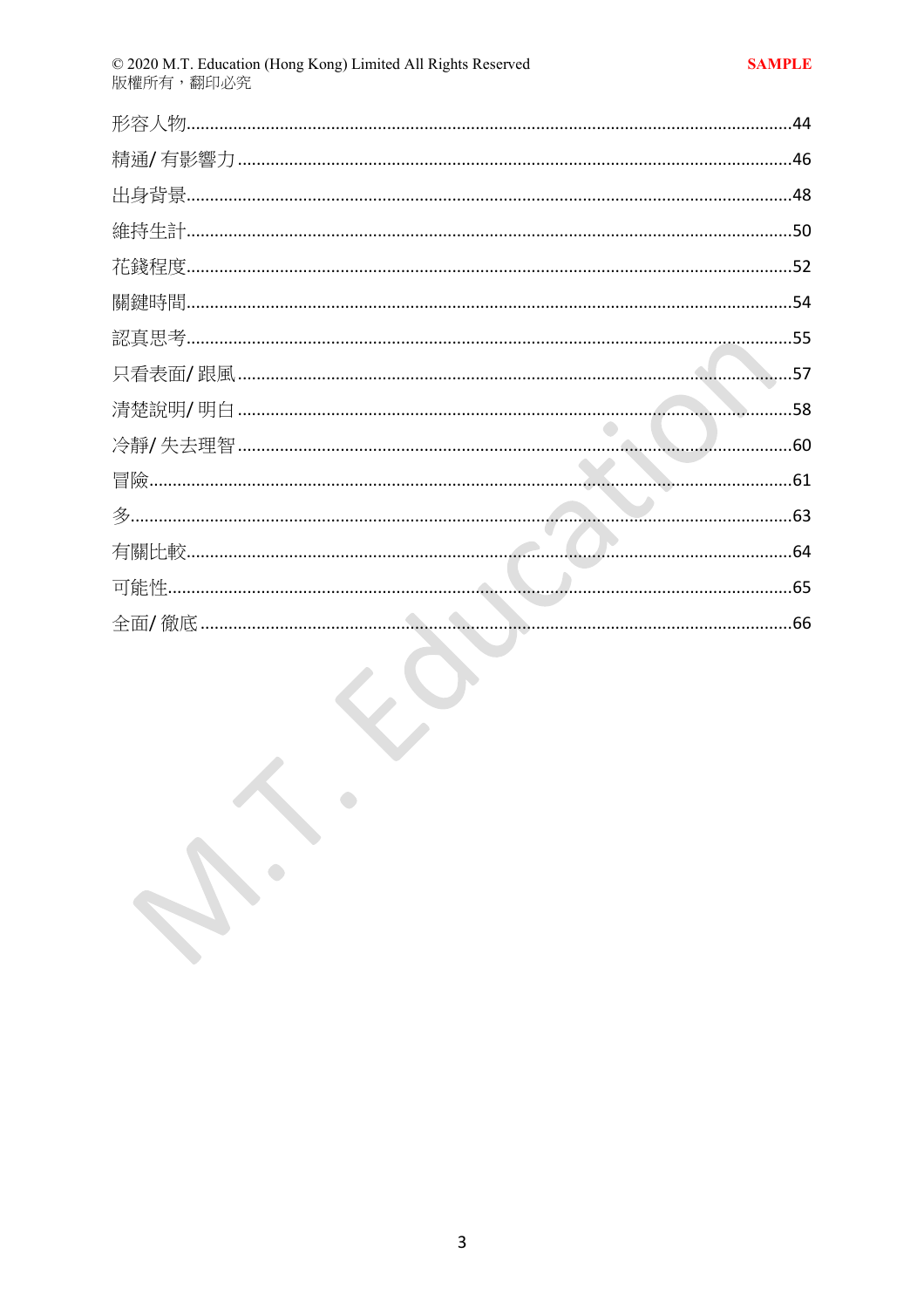形容人物......44

精通/ 有影響力......46

出身背景......48

維持生計......50

花錢程度......52

關鍵時間......54

認真思考......55

只看表面/ 跟風......57

清楚說明/ 明白......58

冷靜/ 失去理智......60

冒險......61

多......63

有關比較......64

可能性......65

全面/ 徹底......66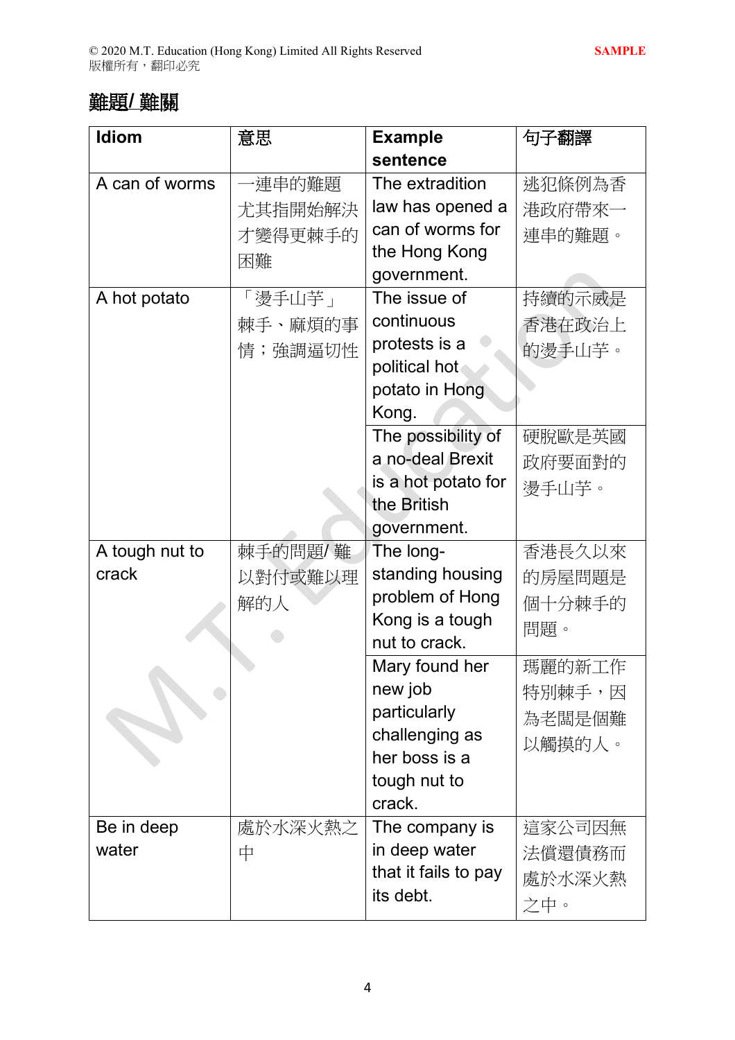## 難題/ 難關

| Idiom | 意思 | Example sentence | 句子翻譯 |
|---|---|---|---|
| A can of worms | 一連串的難題尤其指開始解決才變得更棘手的困難 | The extradition law has opened a can of worms for the Hong Kong government. | 逃犯條例為香港政府帶來一連串的難題。 |
| A hot potato | 「燙手山芋」棘手、麻煩的事情；強調逼切性 | The issue of continuous protests is a political hot potato in Hong Kong. | 持續的示威是香港在政治上的燙手山芋。 |
| | | The possibility of a no-deal Brexit is a hot potato for the British government. | 硬脫歐是英國政府要面對的燙手山芋。 |
| A tough nut to crack | 棘手的問題/ 難以對付或難以理解的人 | The long-standing housing problem of Hong Kong is a tough nut to crack. | 香港長久以來的房屋問題是個十分棘手的問題。 |
| | | Mary found her new job particularly challenging as her boss is a tough nut to crack. | 瑪麗的新工作特別棘手，因為老闆是個難以觸摸的人。 |
| Be in deep water | 處於水深火熱之中 | The company is in deep water that it fails to pay its debt. | 這家公司因無法償還債務而處於水深火熱之中。 |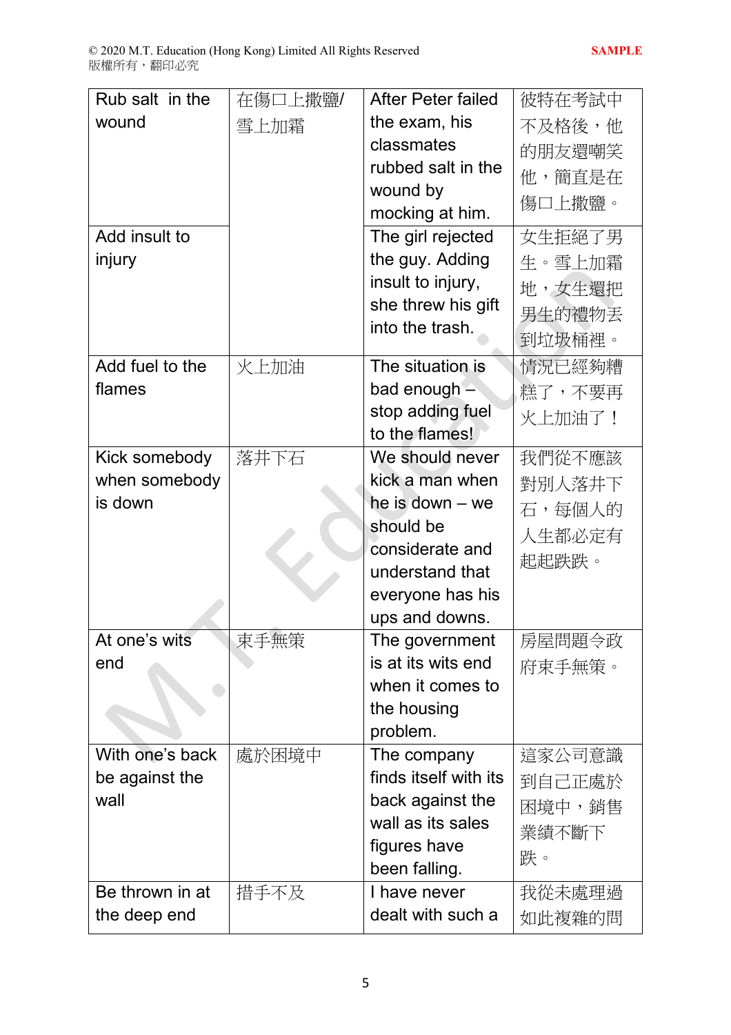| Rub salt in the wound | 在傷口上撒鹽/雪上加霜 | After Peter failed the exam, his classmates rubbed salt in the wound by mocking at him. | 彼特在考試中不及格後，他的朋友還嘲笑他，簡直是在傷口上撒鹽。 |
|---|---|---|---|
| Add insult to injury | | The girl rejected the guy. Adding insult to injury, she threw his gift into the trash. | 女生拒絕了男生。雪上加霜地，女生還把男生的禮物丟到垃圾桶裡。 |
| Add fuel to the flames | 火上加油 | The situation is bad enough – stop adding fuel to the flames! | 情況已經夠糟糕了，不要再火上加油了！ |
| Kick somebody when somebody is down | 落井下石 | We should never kick a man when he is down – we should be considerate and understand that everyone has his ups and downs. | 我們從不應該對別人落井下石，每個人的人生都必定有起起跌跌。 |
| At one's wits end | 束手無策 | The government is at its wits end when it comes to the housing problem. | 房屋問題令政府束手無策。 |
| With one's back be against the wall | 處於困境中 | The company finds itself with its back against the wall as its sales figures have been falling. | 這家公司意識到自己正處於困境中，銷售業績不斷下跌。 |
| Be thrown in at the deep end | 措手不及 | I have never dealt with such a | 我從未處理過如此複雜的問 |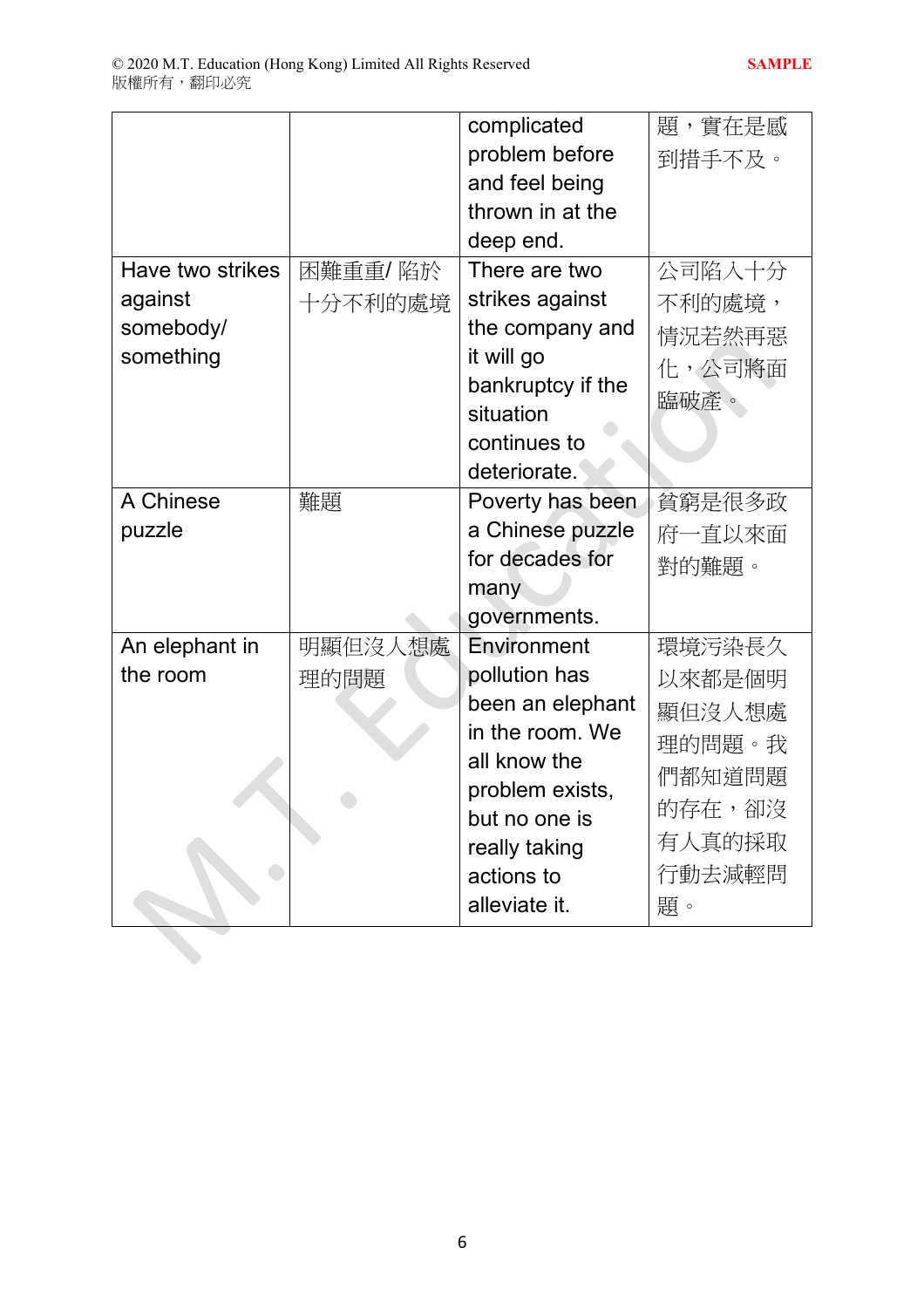| | | complicated problem before and feel being thrown in at the deep end. | 題，實在是感到措手不及。 |
|---|---|---|---|
| Have two strikes against somebody/ something | 困難重重/ 陷於十分不利的處境 | There are two strikes against the company and it will go bankruptcy if the situation continues to deteriorate. | 公司陷入十分不利的處境，情況若然再惡化，公司將面臨破產。 |
| A Chinese puzzle | 難題 | Poverty has been a Chinese puzzle for decades for many governments. | 貧窮是很多政府一直以來面對的難題。 |
| An elephant in the room | 明顯但沒人想處理的問題 | Environment pollution has been an elephant in the room. We all know the problem exists, but no one is really taking actions to alleviate it. | 環境污染長久以來都是個明顯但沒人想處理的問題。我們都知道問題的存在，卻沒有人真的採取行動去減輕問題。 |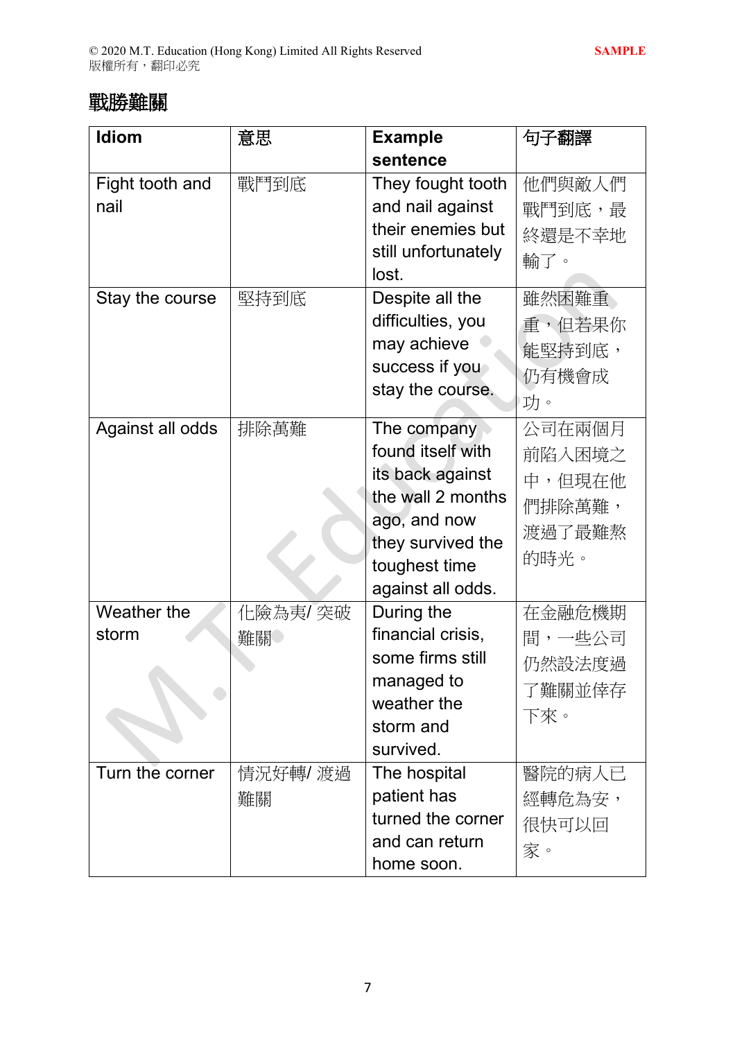## 戰勝難關

| Idiom | 意思 | Example sentence | 句子翻譯 |
| --- | --- | --- | --- |
| Fight tooth and nail | 戰鬥到底 | They fought tooth and nail against their enemies but still unfortunately lost. | 他們與敵人們戰鬥到底，最終還是不幸地輸了。 |
| Stay the course | 堅持到底 | Despite all the difficulties, you may achieve success if you stay the course. | 雖然困難重重，但若果你能堅持到底，仍有機會成功。 |
| Against all odds | 排除萬難 | The company found itself with its back against the wall 2 months ago, and now they survived the toughest time against all odds. | 公司在兩個月前陷入困境之中，但現在他們排除萬難，渡過了最難熬的時光。 |
| Weather the storm | 化險為夷/ 突破難關 | During the financial crisis, some firms still managed to weather the storm and survived. | 在金融危機期間，一些公司仍然設法度過了難關並倖存下來。 |
| Turn the corner | 情況好轉/ 渡過難關 | The hospital patient has turned the corner and can return home soon. | 醫院的病人已經轉危為安，很快可以回家。 |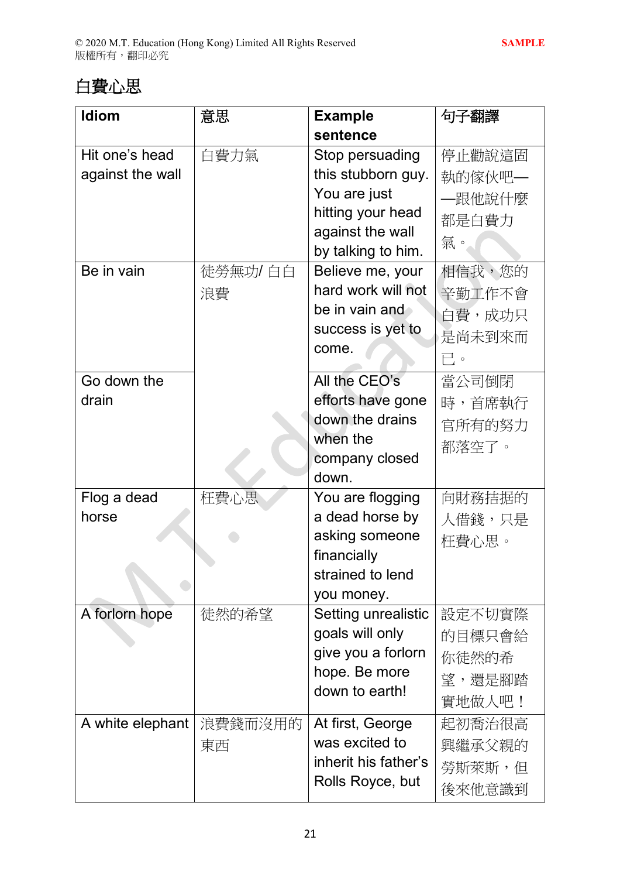# 白費心思

| Idiom | 意思 | Example sentence | 句子翻譯 |
| --- | --- | --- | --- |
| Hit one's head against the wall | 白費力氣 | Stop persuading this stubborn guy. You are just hitting your head against the wall by talking to him. | 停止勸說這固執的傢伙吧——跟他說什麼都是白費力氣。 |
| Be in vain | 徒勞無功/ 白白浪費 | Believe me, your hard work will not be in vain and success is yet to come. | 相信我，您的辛勤工作不會白費，成功只是尚未到來而已。 |
| Go down the drain | | All the CEO's efforts have gone down the drains when the company closed down. | 當公司倒閉時，首席執行官所有的努力都落空了。 |
| Flog a dead horse | 枉費心思 | You are flogging a dead horse by asking someone financially strained to lend you money. | 向財務拮据的人借錢，只是枉費心思。 |
| A forlorn hope | 徒然的希望 | Setting unrealistic goals will only give you a forlorn hope. Be more down to earth! | 設定不切實際的目標只會給你徒然的希望，還是腳踏實地做人吧！ |
| A white elephant | 浪費錢而沒用的東西 | At first, George was excited to inherit his father's Rolls Royce, but | 起初喬治很高興繼承父親的勞斯萊斯，但後來他意識到 |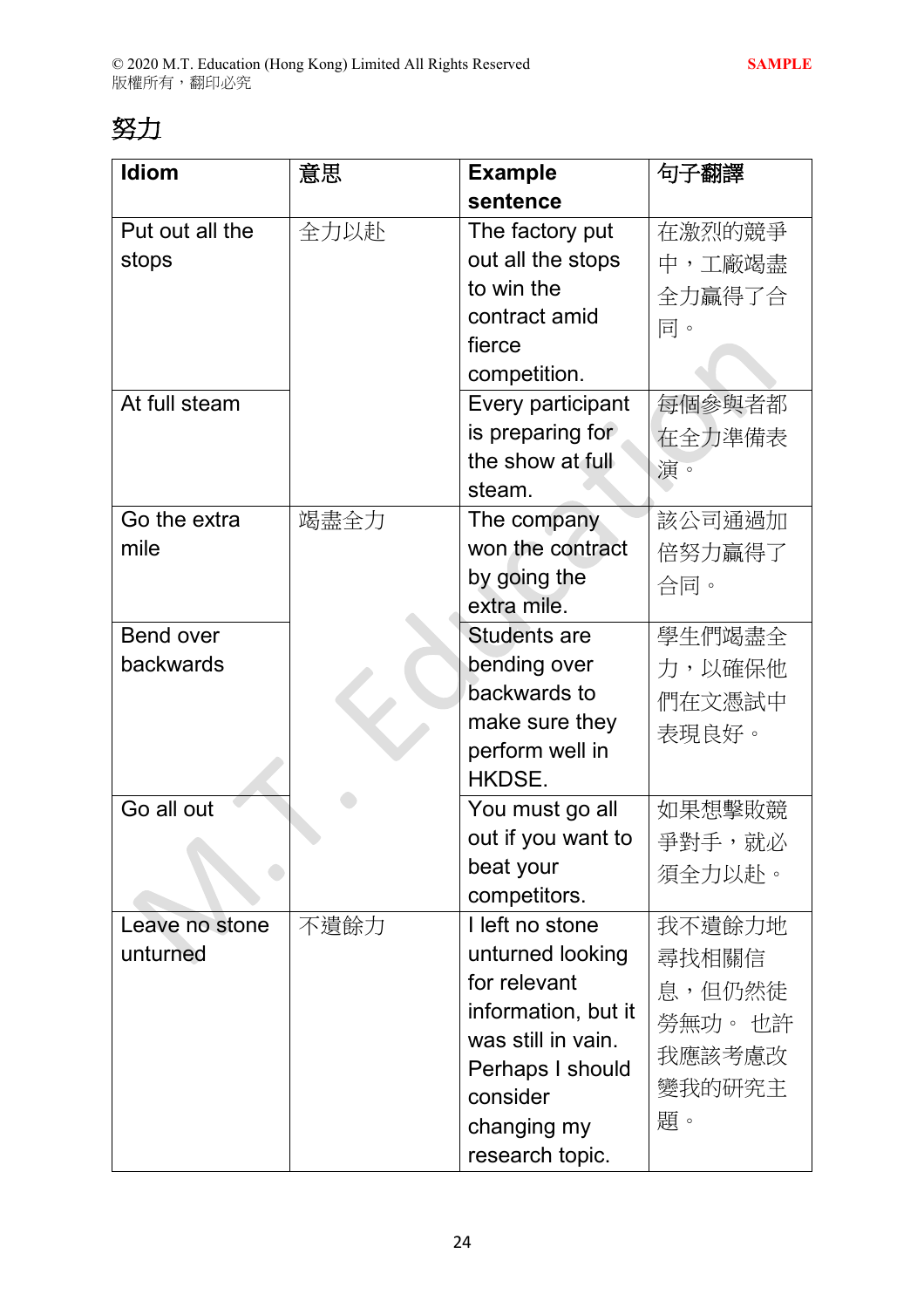# 努力

| Idiom | 意思 | Example sentence | 句子翻譯 |
| --- | --- | --- | --- |
| Put out all the stops | 全力以赴 | The factory put out all the stops to win the contract amid fierce competition. | 在激烈的競爭中，工廠竭盡全力贏得了合同。 |
| At full steam | | Every participant is preparing for the show at full steam. | 每個參與者都在全力準備表演。 |
| Go the extra mile | 竭盡全力 | The company won the contract by going the extra mile. | 該公司通過加倍努力贏得了合同。 |
| Bend over backwards | | Students are bending over backwards to make sure they perform well in HKDSE. | 學生們竭盡全力，以確保他們在文憑試中表現良好。 |
| Go all out | | You must go all out if you want to beat your competitors. | 如果想擊敗競爭對手，就必須全力以赴。 |
| Leave no stone unturned | 不遺餘力 | I left no stone unturned looking for relevant information, but it was still in vain. Perhaps I should consider changing my research topic. | 我不遺餘力地尋找相關信息，但仍然徒勞無功。 也許我應該考慮改變我的研究主題。 |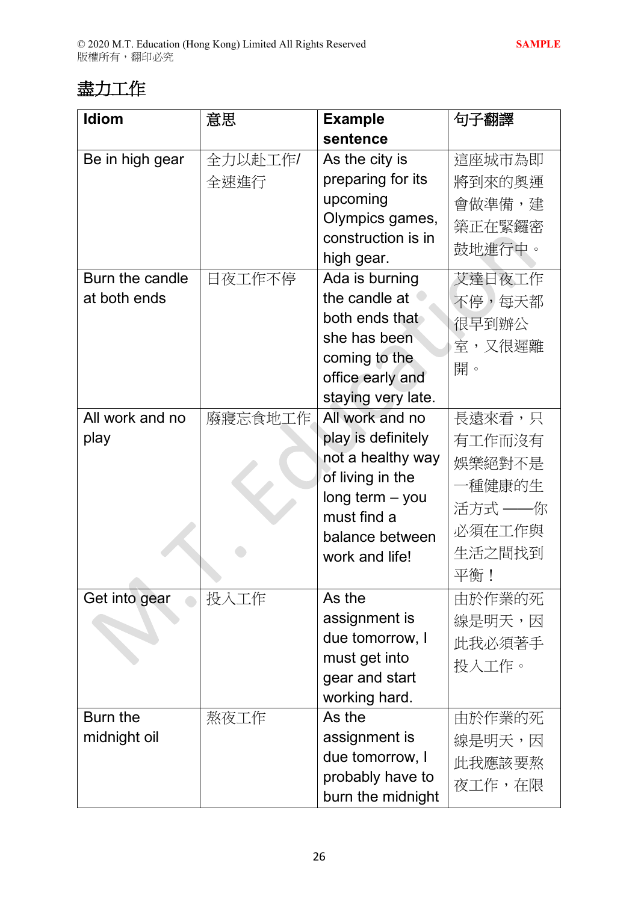# 盡力工作

| Idiom | 意思 | Example sentence | 句子翻譯 |
|---|---|---|---|
| Be in high gear | 全力以赴工作/全速進行 | As the city is preparing for its upcoming Olympics games, construction is in high gear. | 這座城市為即將到來的奧運會做準備，建築正在緊鑼密鼓地進行中。 |
| Burn the candle at both ends | 日夜工作不停 | Ada is burning the candle at both ends that she has been coming to the office early and staying very late. | 艾達日夜工作不停，每天都很早到辦公室，又很遲離開。 |
| All work and no play | 廢寢忘食地工作 | All work and no play is definitely not a healthy way of living in the long term – you must find a balance between work and life! | 長遠來看，只有工作而沒有娛樂絕對不是一種健康的生活方式——你必須在工作與生活之間找到平衡！ |
| Get into gear | 投入工作 | As the assignment is due tomorrow, I must get into gear and start working hard. | 由於作業的死線是明天，因此我必須著手投入工作。 |
| Burn the midnight oil | 熬夜工作 | As the assignment is due tomorrow, I probably have to burn the midnight | 由於作業的死線是明天，因此我應該要熬夜工作，在限 |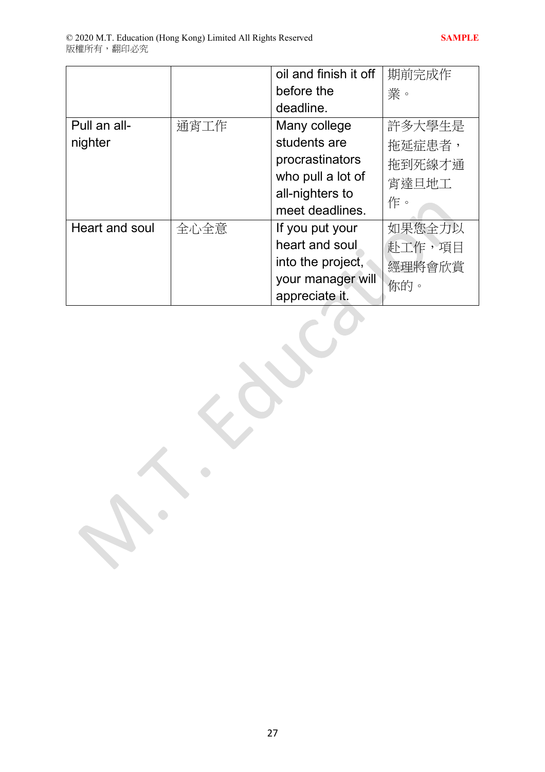| | | oil and finish it off before the deadline. | 期前完成作業。 |
|---|---|---|---|
| Pull an all-nighter | 通宵工作 | Many college students are procrastinators who pull a lot of all-nighters to meet deadlines. | 許多大學生是拖延症患者，拖到死線才通宵達旦地工作。 |
| Heart and soul | 全心全意 | If you put your heart and soul into the project, your manager will appreciate it. | 如果您全力以赴工作，項目經理將會欣賞你的。 |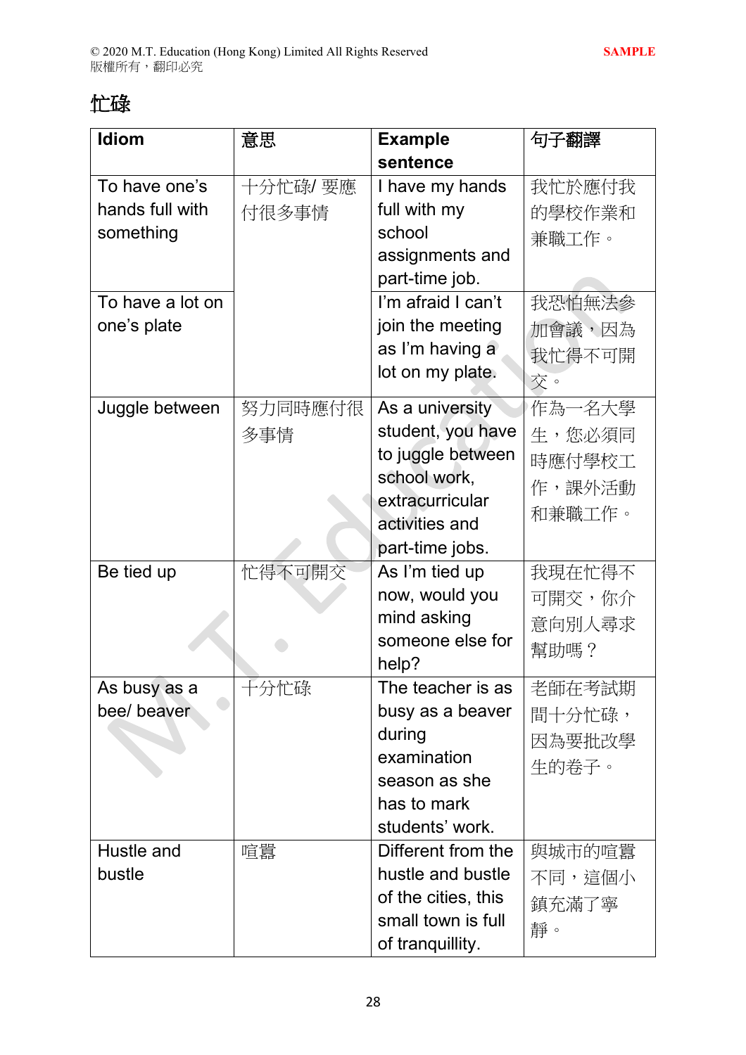# 忙碌

| Idiom | 意思 | Example sentence | 句子翻譯 |
| --- | --- | --- | --- |
| To have one's hands full with something | 十分忙碌/ 要應付很多事情 | I have my hands full with my school assignments and part-time job. | 我忙於應付我的學校作業和兼職工作。 |
| To have a lot on one's plate | | I'm afraid I can't join the meeting as I'm having a lot on my plate. | 我恐怕無法參加會議，因為我忙得不可開交。 |
| Juggle between | 努力同時應付很多事情 | As a university student, you have to juggle between school work, extracurricular activities and part-time jobs. | 作為一名大學生，您必須同時應付學校工作，課外活動和兼職工作。 |
| Be tied up | 忙得不可開交 | As I'm tied up now, would you mind asking someone else for help? | 我現在忙得不可開交，你介意向別人尋求幫助嗎？ |
| As busy as a bee/ beaver | 十分忙碌 | The teacher is as busy as a beaver during examination season as she has to mark students' work. | 老師在考試期間十分忙碌，因為要批改學生的卷子。 |
| Hustle and bustle | 喧囂 | Different from the hustle and bustle of the cities, this small town is full of tranquillity. | 與城市的喧囂不同，這個小鎮充滿了寧靜。 |